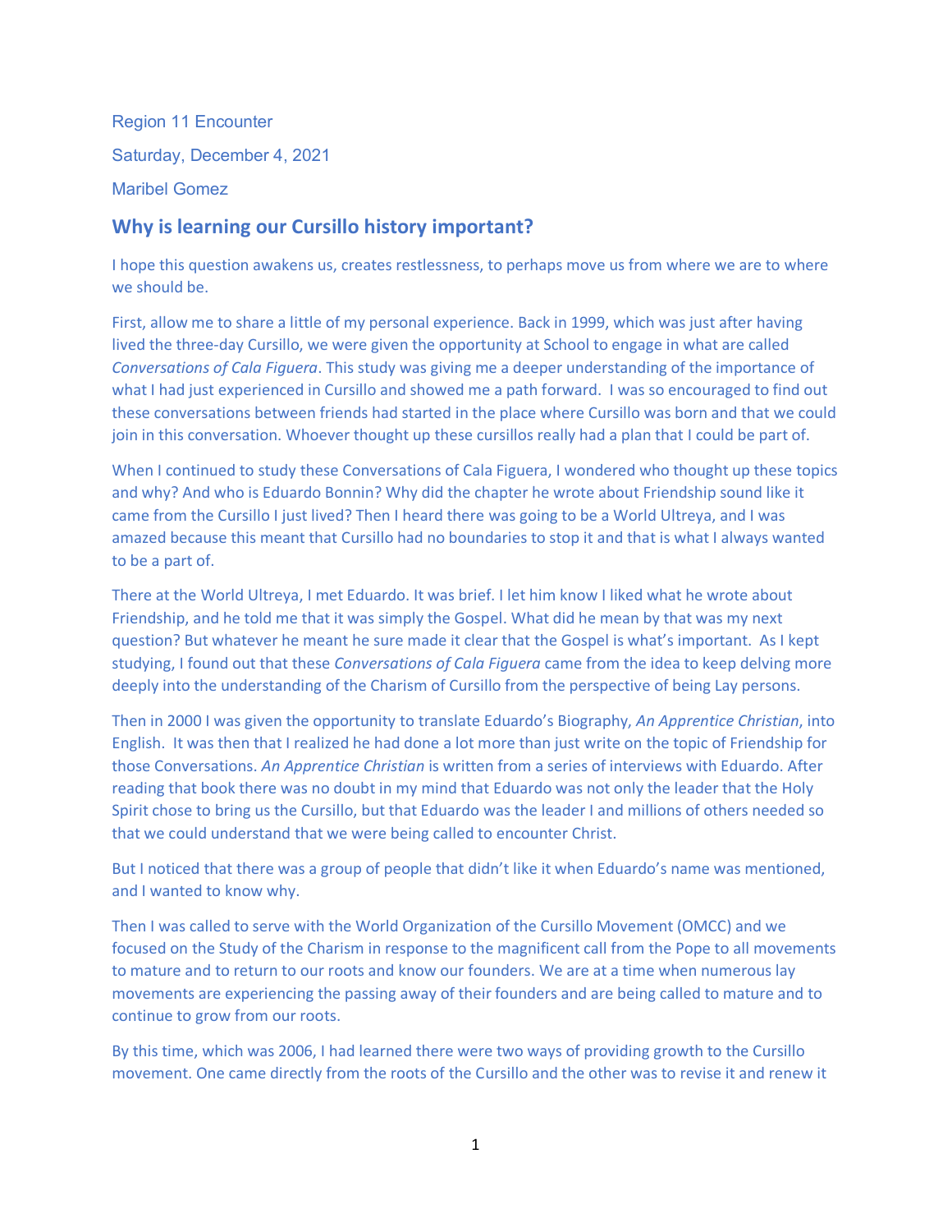Region 11 Encounter

Saturday, December 4, 2021

Maribel Gomez

## Why is learning our Cursillo history important?

I hope this question awakens us, creates restlessness, to perhaps move us from where we are to where we should be.

First, allow me to share a little of my personal experience. Back in 1999, which was just after having lived the three-day Cursillo, we were given the opportunity at School to engage in what are called *Conversations of Cala Figuera*. This study was giving me a deeper understanding of the importance of what I had just experienced in Cursillo and showed me a path forward. I was so encouraged to find out these conversations between friends had started in the place where Cursillo was born and that we could join in this conversation. Whoever thought up these cursillos really had a plan that I could be part of.

When I continued to study these Conversations of Cala Figuera, I wondered who thought up these topics and why? And who is Eduardo Bonnin? Why did the chapter he wrote about Friendship sound like it came from the Cursillo I just lived? Then I heard there was going to be a World Ultreya, and I was amazed because this meant that Cursillo had no boundaries to stop it and that is what I always wanted to be a part of.

There at the World Ultreya, I met Eduardo. It was brief. I let him know I liked what he wrote about Friendship, and he told me that it was simply the Gospel. What did he mean by that was my next question? But whatever he meant he sure made it clear that the Gospel is what's important. As I kept studying, I found out that these *Conversations of Cala Figuera* came from the idea to keep delving more deeply into the understanding of the Charism of Cursillo from the perspective of being Lay persons.

Then in 2000 I was given the opportunity to translate Eduardo's Biography, *An Apprentice Christian*, into English. It was then that I realized he had done a lot more than just write on the topic of Friendship for those Conversations. *An Apprentice Christian* is written from a series of interviews with Eduardo. After reading that book there was no doubt in my mind that Eduardo was not only the leader that the Holy Spirit chose to bring us the Cursillo, but that Eduardo was the leader I and millions of others needed so that we could understand that we were being called to encounter Christ.

But I noticed that there was a group of people that didn't like it when Eduardo's name was mentioned, and I wanted to know why.

Then I was called to serve with the World Organization of the Cursillo Movement (OMCC) and we focused on the Study of the Charism in response to the magnificent call from the Pope to all movements to mature and to return to our roots and know our founders. We are at a time when numerous lay movements are experiencing the passing away of their founders and are being called to mature and to continue to grow from our roots.

By this time, which was 2006, I had learned there were two ways of providing growth to the Cursillo movement. One came directly from the roots of the Cursillo and the other was to revise it and renew it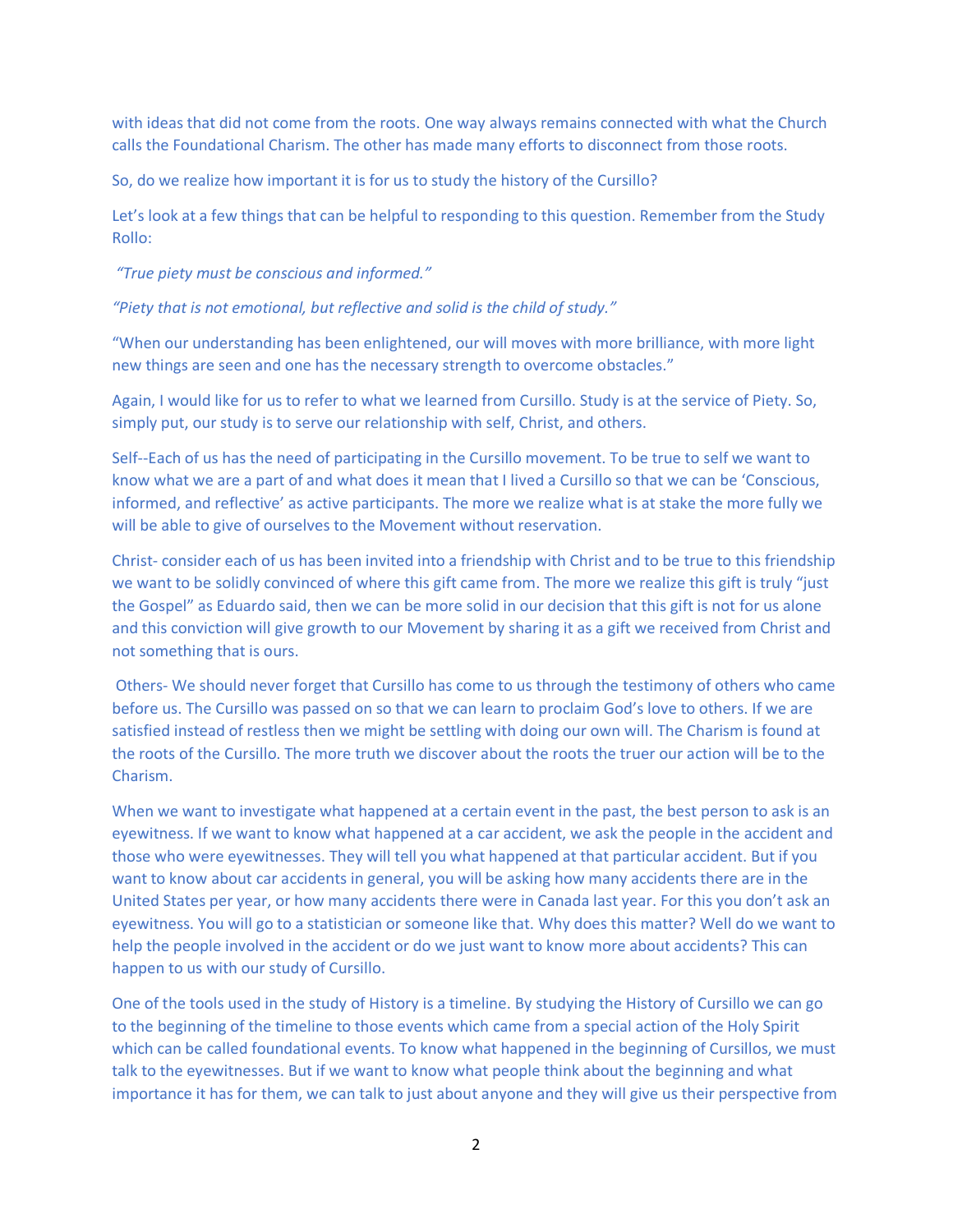with ideas that did not come from the roots. One way always remains connected with what the Church calls the Foundational Charism. The other has made many efforts to disconnect from those roots.

So, do we realize how important it is for us to study the history of the Cursillo?

Let's look at a few things that can be helpful to responding to this question. Remember from the Study Rollo:

*"True piety must be conscious and informed."*

*"Piety that is not emotional, but reflective and solid is the child of study."*

"When our understanding has been enlightened, our will moves with more brilliance, with more light new things are seen and one has the necessary strength to overcome obstacles."

Again, I would like for us to refer to what we learned from Cursillo. Study is at the service of Piety. So, simply put, our study is to serve our relationship with self, Christ, and others.

Self--Each of us has the need of participating in the Cursillo movement. To be true to self we want to know what we are a part of and what does it mean that I lived a Cursillo so that we can be 'Conscious, informed, and reflective' as active participants. The more we realize what is at stake the more fully we will be able to give of ourselves to the Movement without reservation.

Christ- consider each of us has been invited into a friendship with Christ and to be true to this friendship we want to be solidly convinced of where this gift came from. The more we realize this gift is truly "just the Gospel" as Eduardo said, then we can be more solid in our decision that this gift is not for us alone and this conviction will give growth to our Movement by sharing it as a gift we received from Christ and not something that is ours.

Others- We should never forget that Cursillo has come to us through the testimony of others who came before us. The Cursillo was passed on so that we can learn to proclaim God's love to others. If we are satisfied instead of restless then we might be settling with doing our own will. The Charism is found at the roots of the Cursillo. The more truth we discover about the roots the truer our action will be to the Charism.

When we want to investigate what happened at a certain event in the past, the best person to ask is an eyewitness. If we want to know what happened at a car accident, we ask the people in the accident and those who were eyewitnesses. They will tell you what happened at that particular accident. But if you want to know about car accidents in general, you will be asking how many accidents there are in the United States per year, or how many accidents there were in Canada last year. For this you don't ask an eyewitness. You will go to a statistician or someone like that. Why does this matter? Well do we want to help the people involved in the accident or do we just want to know more about accidents? This can happen to us with our study of Cursillo.

One of the tools used in the study of History is a timeline. By studying the History of Cursillo we can go to the beginning of the timeline to those events which came from a special action of the Holy Spirit which can be called foundational events. To know what happened in the beginning of Cursillos, we must talk to the eyewitnesses. But if we want to know what people think about the beginning and what importance it has for them, we can talk to just about anyone and they will give us their perspective from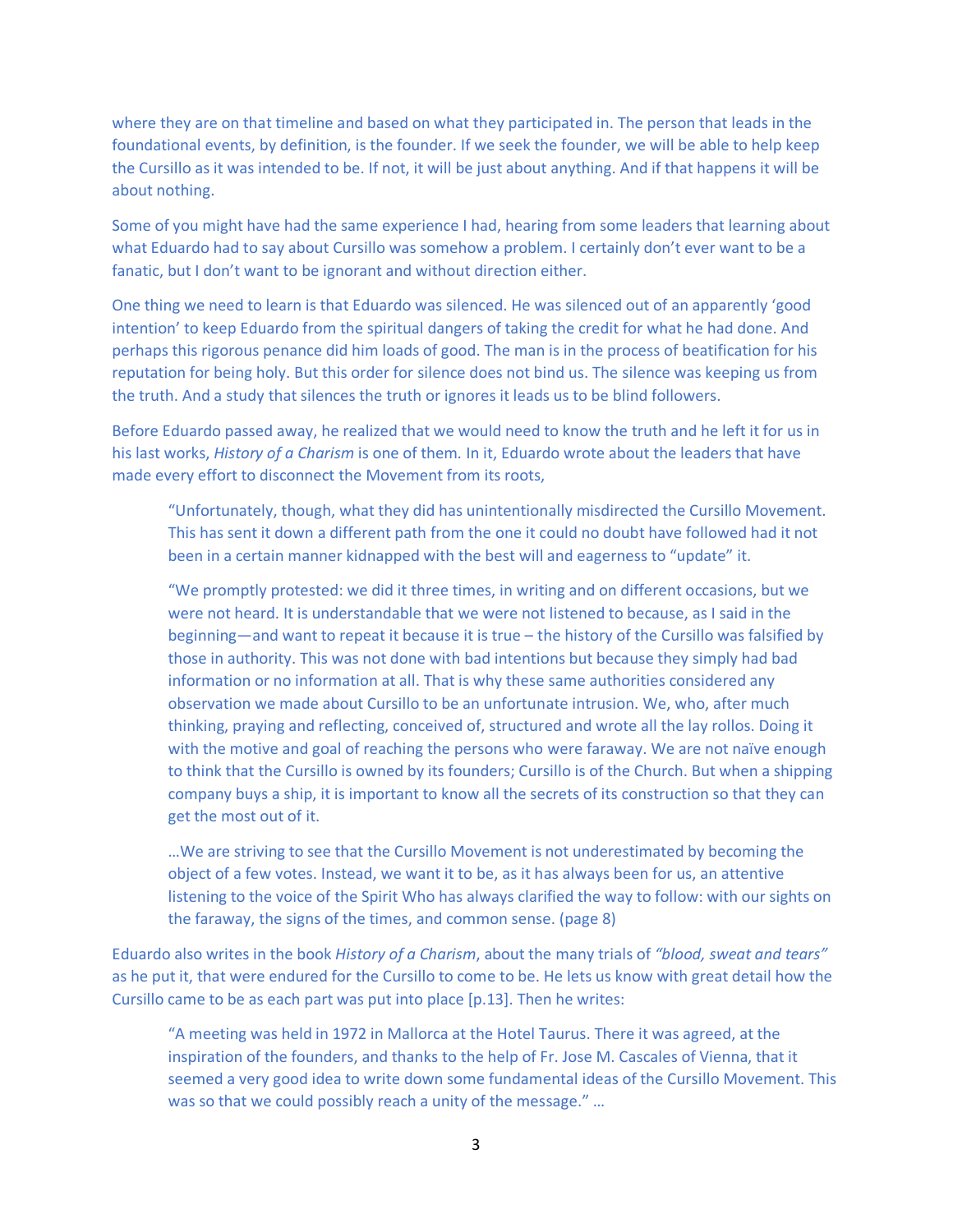where they are on that timeline and based on what they participated in. The person that leads in the foundational events, by definition, is the founder. If we seek the founder, we will be able to help keep the Cursillo as it was intended to be. If not, it will be just about anything. And if that happens it will be about nothing.

Some of you might have had the same experience I had, hearing from some leaders that learning about what Eduardo had to say about Cursillo was somehow a problem. I certainly don't ever want to be a fanatic, but I don't want to be ignorant and without direction either.

One thing we need to learn is that Eduardo was silenced. He was silenced out of an apparently 'good intention' to keep Eduardo from the spiritual dangers of taking the credit for what he had done. And perhaps this rigorous penance did him loads of good. The man is in the process of beatification for his reputation for being holy. But this order for silence does not bind us. The silence was keeping us from the truth. And a study that silences the truth or ignores it leads us to be blind followers.

Before Eduardo passed away, he realized that we would need to know the truth and he left it for us in his last works, *History of a Charism* is one of them. In it, Eduardo wrote about the leaders that have made every effort to disconnect the Movement from its roots,

> "Unfortunately, though, what they did has unintentionally misdirected the Cursillo Movement. This has sent it down a different path from the one it could no doubt have followed had it not been in a certain manner kidnapped with the best will and eagerness to "update" it.
>
> "We promptly protested: we did it three times, in writing and on different occasions, but we were not heard. It is understandable that we were not listened to because, as I said in the beginning—and want to repeat it because it is true – the history of the Cursillo was falsified by those in authority. This was not done with bad intentions but because they simply had bad information or no information at all. That is why these same authorities considered any observation we made about Cursillo to be an unfortunate intrusion. We, who, after much thinking, praying and reflecting, conceived of, structured and wrote all the lay rollos. Doing it with the motive and goal of reaching the persons who were faraway. We are not naïve enough to think that the Cursillo is owned by its founders; Cursillo is of the Church. But when a shipping company buys a ship, it is important to know all the secrets of its construction so that they can get the most out of it.
>
> …We are striving to see that the Cursillo Movement is not underestimated by becoming the object of a few votes. Instead, we want it to be, as it has always been for us, an attentive listening to the voice of the Spirit Who has always clarified the way to follow: with our sights on the faraway, the signs of the times, and common sense. (page 8)

Eduardo also writes in the book *History of a Charism*, about the many trials of *"blood, sweat and tears"* as he put it, that were endured for the Cursillo to come to be. He lets us know with great detail how the Cursillo came to be as each part was put into place [p.13]. Then he writes:

> "A meeting was held in 1972 in Mallorca at the Hotel Taurus. There it was agreed, at the inspiration of the founders, and thanks to the help of Fr. Jose M. Cascales of Vienna, that it seemed a very good idea to write down some fundamental ideas of the Cursillo Movement. This was so that we could possibly reach a unity of the message." …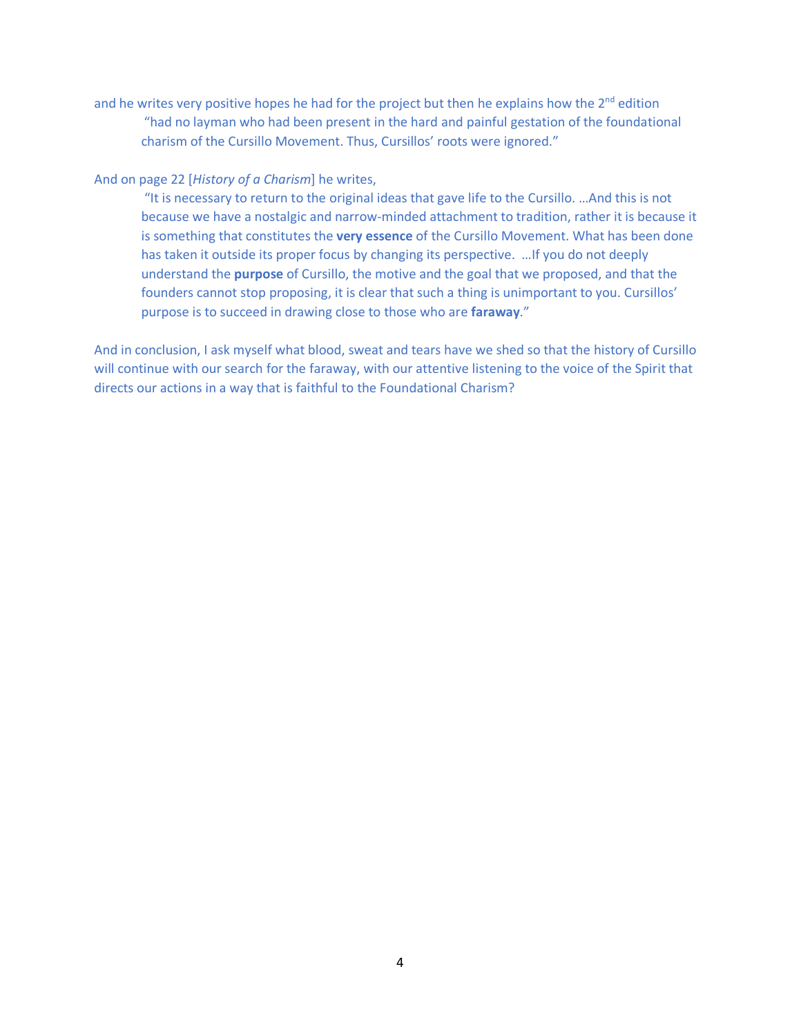and he writes very positive hopes he had for the project but then he explains how the 2nd edition

> "had no layman who had been present in the hard and painful gestation of the foundational charism of the Cursillo Movement. Thus, Cursillos' roots were ignored."

And on page 22 [*History of a Charism*] he writes,

> "It is necessary to return to the original ideas that gave life to the Cursillo. …And this is not because we have a nostalgic and narrow-minded attachment to tradition, rather it is because it is something that constitutes the **very essence** of the Cursillo Movement. What has been done has taken it outside its proper focus by changing its perspective. …If you do not deeply understand the **purpose** of Cursillo, the motive and the goal that we proposed, and that the founders cannot stop proposing, it is clear that such a thing is unimportant to you. Cursillos' purpose is to succeed in drawing close to those who are **faraway**."

And in conclusion, I ask myself what blood, sweat and tears have we shed so that the history of Cursillo will continue with our search for the faraway, with our attentive listening to the voice of the Spirit that directs our actions in a way that is faithful to the Foundational Charism?